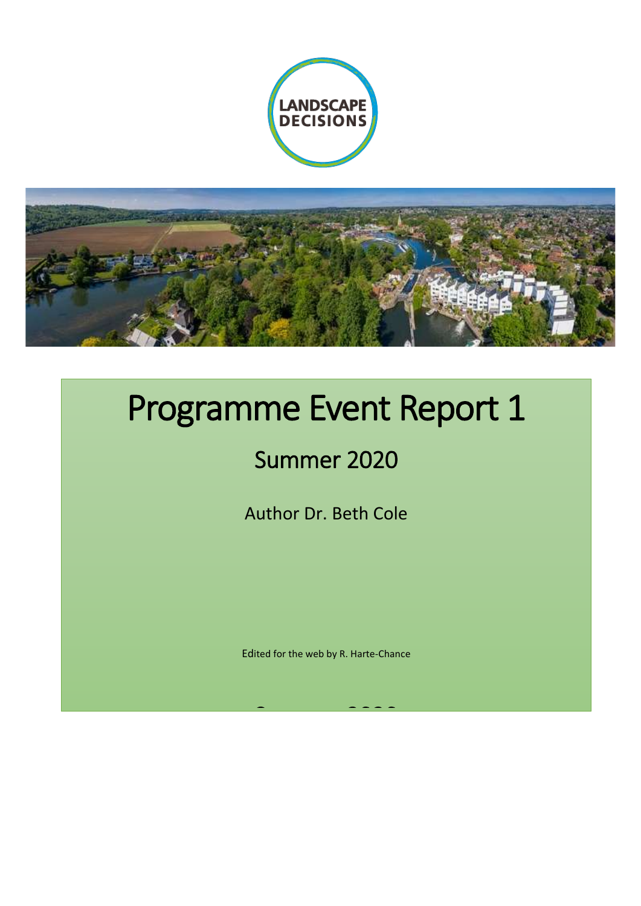LANDSCAPE DECISIONS

# Programme Event Report 1

## Summer 2020

Author Dr. Beth Cole

Edited for the web by R. Harte-Chance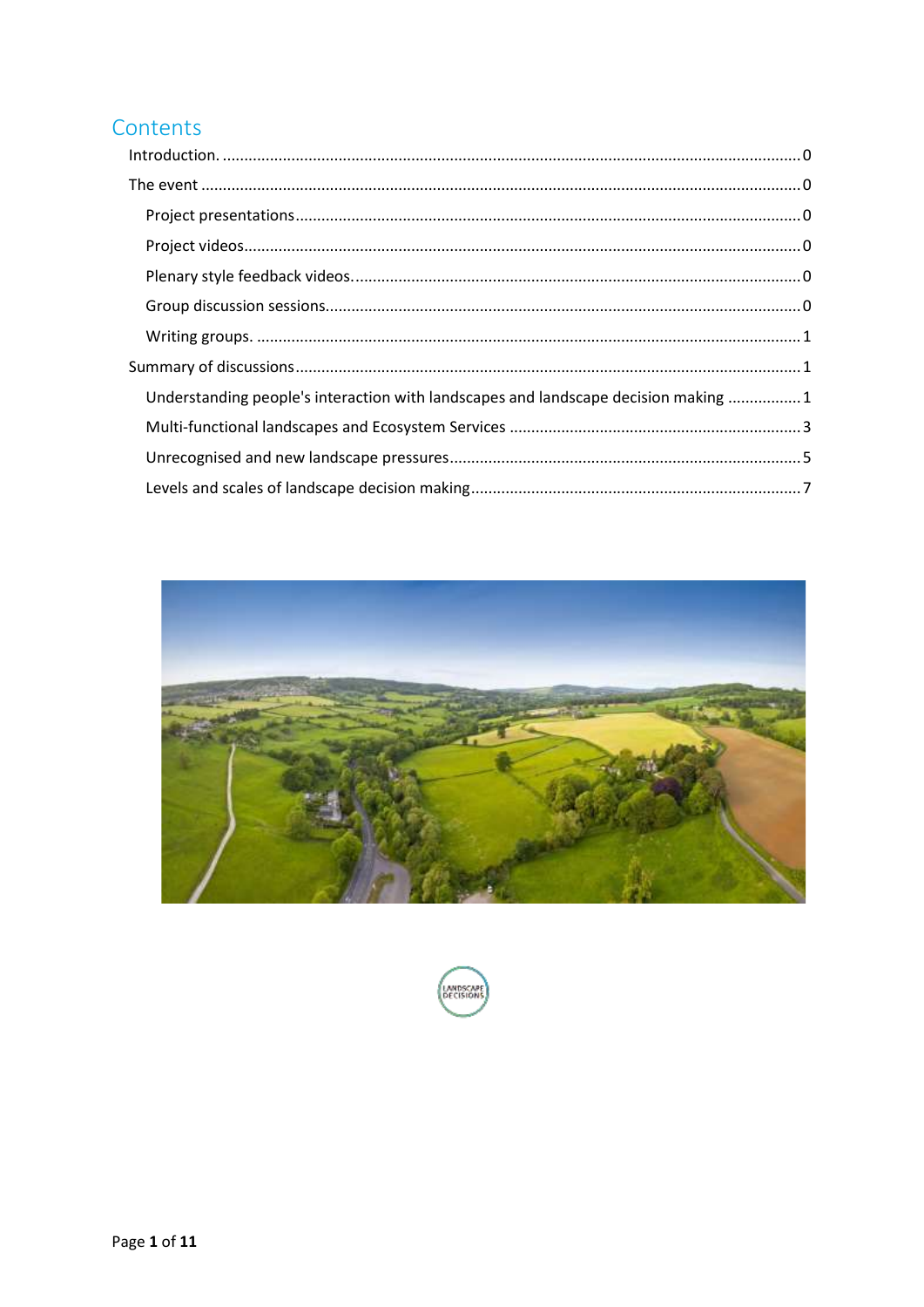# Contents

Introduction. .......................................................................................................................................... 0

The event ............................................................................................................................................... 0

- Project presentations ........................................................................................................................ 0
- Project videos ..................................................................................................................................... 0
- Plenary style feedback videos. ........................................................................................................... 0
- Group discussion sessions ................................................................................................................. 0
- Writing groups. .................................................................................................................................. 1

Summary of discussions ......................................................................................................................... 1

- Understanding people's interaction with landscapes and landscape decision making ................. 1
- Multi-functional landscapes and Ecosystem Services ..................................................................... 3
- Unrecognised and new landscape pressures .................................................................................. 5
- Levels and scales of landscape decision making ............................................................................. 7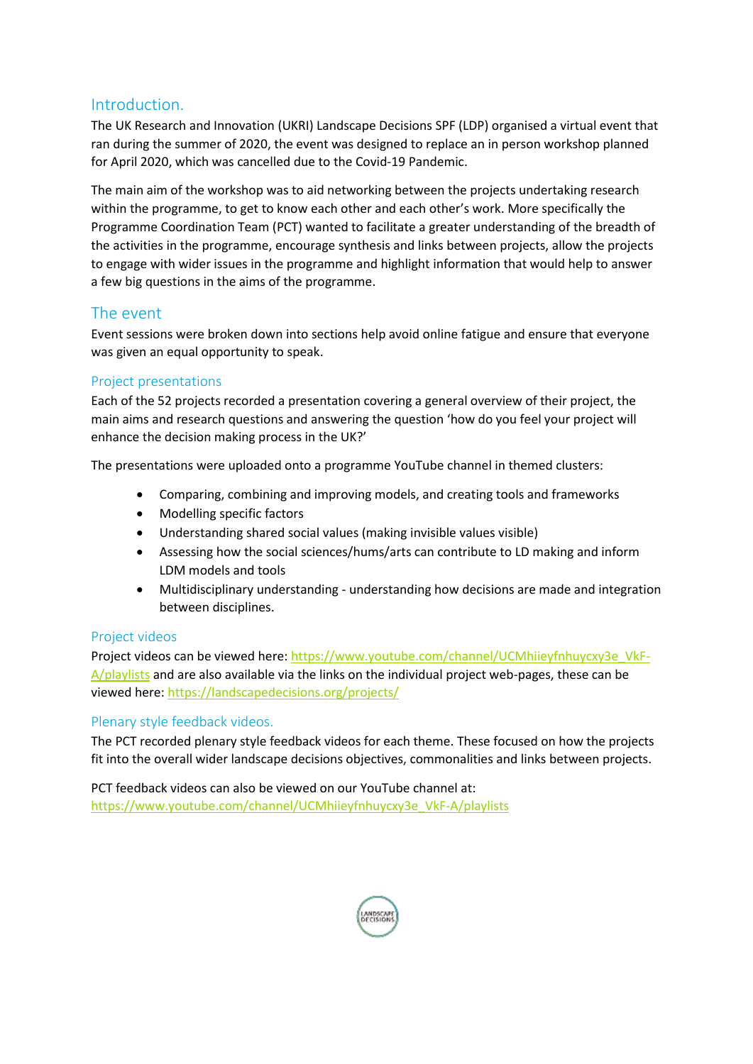## Introduction.

The UK Research and Innovation (UKRI) Landscape Decisions SPF (LDP) organised a virtual event that ran during the summer of 2020, the event was designed to replace an in person workshop planned for April 2020, which was cancelled due to the Covid-19 Pandemic.

The main aim of the workshop was to aid networking between the projects undertaking research within the programme, to get to know each other and each other's work. More specifically the Programme Coordination Team (PCT) wanted to facilitate a greater understanding of the breadth of the activities in the programme, encourage synthesis and links between projects, allow the projects to engage with wider issues in the programme and highlight information that would help to answer a few big questions in the aims of the programme.

## The event

Event sessions were broken down into sections help avoid online fatigue and ensure that everyone was given an equal opportunity to speak.

### Project presentations

Each of the 52 projects recorded a presentation covering a general overview of their project, the main aims and research questions and answering the question 'how do you feel your project will enhance the decision making process in the UK?'

The presentations were uploaded onto a programme YouTube channel in themed clusters:

- Comparing, combining and improving models, and creating tools and frameworks
- Modelling specific factors
- Understanding shared social values (making invisible values visible)
- Assessing how the social sciences/hums/arts can contribute to LD making and inform LDM models and tools
- Multidisciplinary understanding - understanding how decisions are made and integration between disciplines.

### Project videos

Project videos can be viewed here: https://www.youtube.com/channel/UCMhiieyfnhuycxy3e_VkF-A/playlists and are also available via the links on the individual project web-pages, these can be viewed here: https://landscapedecisions.org/projects/

### Plenary style feedback videos.

The PCT recorded plenary style feedback videos for each theme. These focused on how the projects fit into the overall wider landscape decisions objectives, commonalities and links between projects.

PCT feedback videos can also be viewed on our YouTube channel at: https://www.youtube.com/channel/UCMhiieyfnhuycxy3e_VkF-A/playlists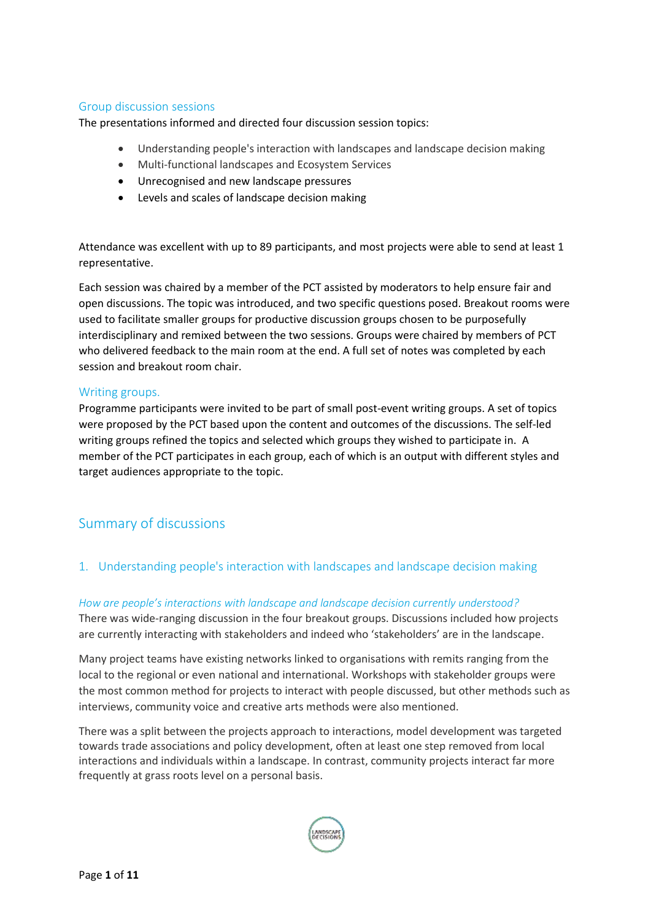### Group discussion sessions

The presentations informed and directed four discussion session topics:

- Understanding people's interaction with landscapes and landscape decision making
- Multi-functional landscapes and Ecosystem Services
- Unrecognised and new landscape pressures
- Levels and scales of landscape decision making

Attendance was excellent with up to 89 participants, and most projects were able to send at least 1 representative.

Each session was chaired by a member of the PCT assisted by moderators to help ensure fair and open discussions. The topic was introduced, and two specific questions posed. Breakout rooms were used to facilitate smaller groups for productive discussion groups chosen to be purposefully interdisciplinary and remixed between the two sessions. Groups were chaired by members of PCT who delivered feedback to the main room at the end. A full set of notes was completed by each session and breakout room chair.

### Writing groups.

Programme participants were invited to be part of small post-event writing groups. A set of topics were proposed by the PCT based upon the content and outcomes of the discussions. The self-led writing groups refined the topics and selected which groups they wished to participate in. A member of the PCT participates in each group, each of which is an output with different styles and target audiences appropriate to the topic.

## Summary of discussions

### 1. Understanding people's interaction with landscapes and landscape decision making

*How are people's interactions with landscape and landscape decision currently understood?*

There was wide-ranging discussion in the four breakout groups. Discussions included how projects are currently interacting with stakeholders and indeed who 'stakeholders' are in the landscape.

Many project teams have existing networks linked to organisations with remits ranging from the local to the regional or even national and international. Workshops with stakeholder groups were the most common method for projects to interact with people discussed, but other methods such as interviews, community voice and creative arts methods were also mentioned.

There was a split between the projects approach to interactions, model development was targeted towards trade associations and policy development, often at least one step removed from local interactions and individuals within a landscape. In contrast, community projects interact far more frequently at grass roots level on a personal basis.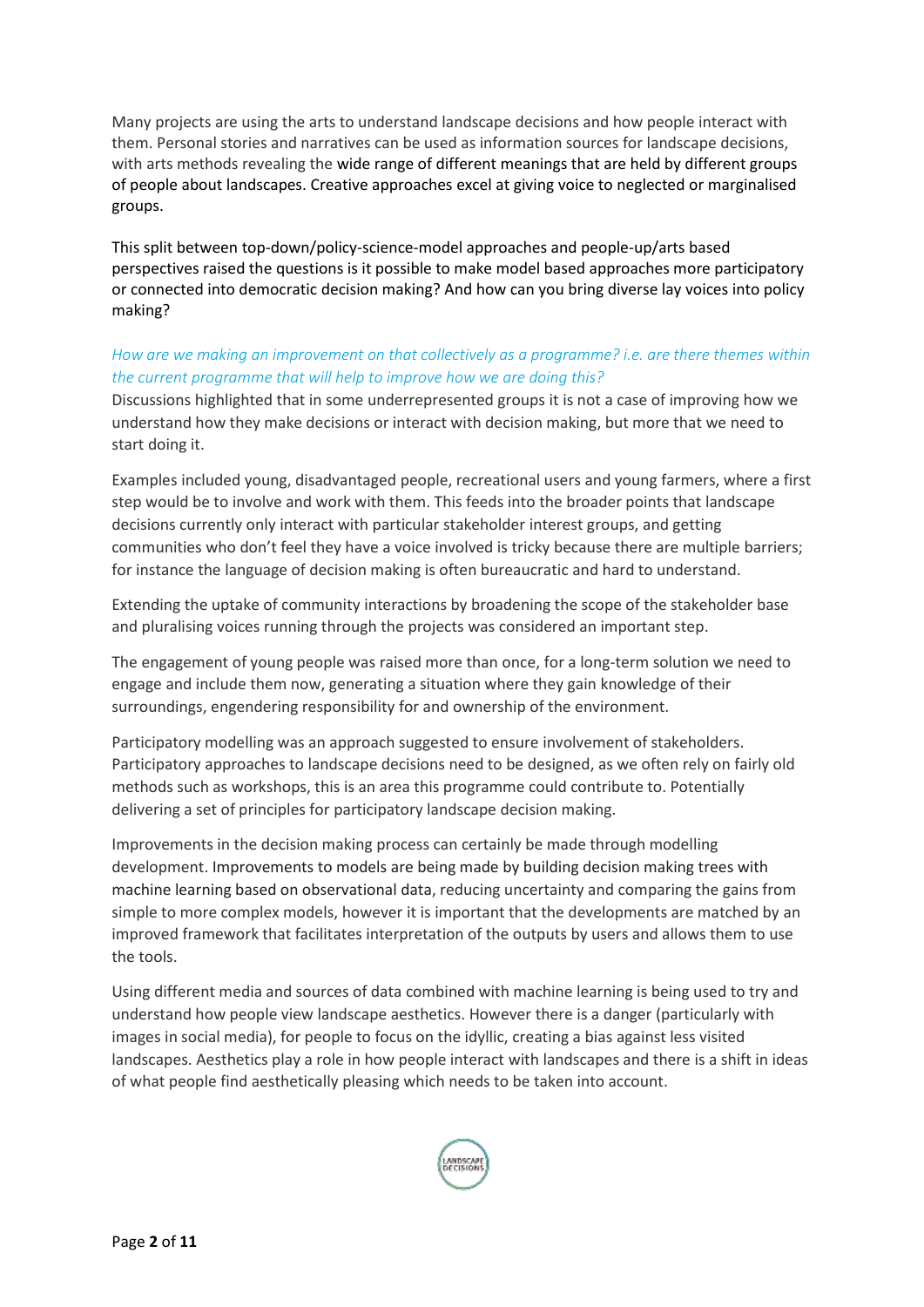Many projects are using the arts to understand landscape decisions and how people interact with them. Personal stories and narratives can be used as information sources for landscape decisions, with arts methods revealing the wide range of different meanings that are held by different groups of people about landscapes. Creative approaches excel at giving voice to neglected or marginalised groups.

This split between top-down/policy-science-model approaches and people-up/arts based perspectives raised the questions is it possible to make model based approaches more participatory or connected into democratic decision making? And how can you bring diverse lay voices into policy making?

*How are we making an improvement on that collectively as a programme? i.e. are there themes within the current programme that will help to improve how we are doing this?*

Discussions highlighted that in some underrepresented groups it is not a case of improving how we understand how they make decisions or interact with decision making, but more that we need to start doing it.

Examples included young, disadvantaged people, recreational users and young farmers, where a first step would be to involve and work with them. This feeds into the broader points that landscape decisions currently only interact with particular stakeholder interest groups, and getting communities who don't feel they have a voice involved is tricky because there are multiple barriers; for instance the language of decision making is often bureaucratic and hard to understand.

Extending the uptake of community interactions by broadening the scope of the stakeholder base and pluralising voices running through the projects was considered an important step.

The engagement of young people was raised more than once, for a long-term solution we need to engage and include them now, generating a situation where they gain knowledge of their surroundings, engendering responsibility for and ownership of the environment.

Participatory modelling was an approach suggested to ensure involvement of stakeholders. Participatory approaches to landscape decisions need to be designed, as we often rely on fairly old methods such as workshops, this is an area this programme could contribute to. Potentially delivering a set of principles for participatory landscape decision making.

Improvements in the decision making process can certainly be made through modelling development. Improvements to models are being made by building decision making trees with machine learning based on observational data, reducing uncertainty and comparing the gains from simple to more complex models, however it is important that the developments are matched by an improved framework that facilitates interpretation of the outputs by users and allows them to use the tools.

Using different media and sources of data combined with machine learning is being used to try and understand how people view landscape aesthetics. However there is a danger (particularly with images in social media), for people to focus on the idyllic, creating a bias against less visited landscapes. Aesthetics play a role in how people interact with landscapes and there is a shift in ideas of what people find aesthetically pleasing which needs to be taken into account.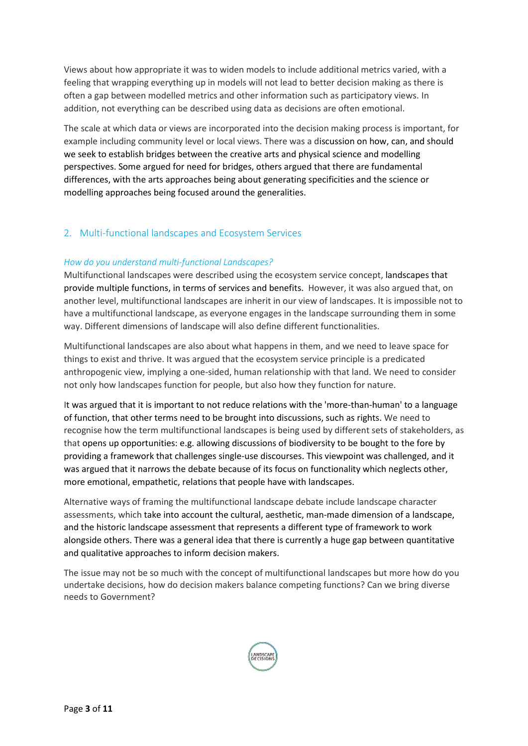Views about how appropriate it was to widen models to include additional metrics varied, with a feeling that wrapping everything up in models will not lead to better decision making as there is often a gap between modelled metrics and other information such as participatory views. In addition, not everything can be described using data as decisions are often emotional.

The scale at which data or views are incorporated into the decision making process is important, for example including community level or local views. There was a discussion on how, can, and should we seek to establish bridges between the creative arts and physical science and modelling perspectives. Some argued for need for bridges, others argued that there are fundamental differences, with the arts approaches being about generating specificities and the science or modelling approaches being focused around the generalities.

## 2. Multi-functional landscapes and Ecosystem Services

### *How do you understand multi-functional Landscapes?*

Multifunctional landscapes were described using the ecosystem service concept, landscapes that provide multiple functions, in terms of services and benefits. However, it was also argued that, on another level, multifunctional landscapes are inherit in our view of landscapes. It is impossible not to have a multifunctional landscape, as everyone engages in the landscape surrounding them in some way. Different dimensions of landscape will also define different functionalities.

Multifunctional landscapes are also about what happens in them, and we need to leave space for things to exist and thrive. It was argued that the ecosystem service principle is a predicated anthropogenic view, implying a one-sided, human relationship with that land. We need to consider not only how landscapes function for people, but also how they function for nature.

It was argued that it is important to not reduce relations with the 'more-than-human' to a language of function, that other terms need to be brought into discussions, such as rights. We need to recognise how the term multifunctional landscapes is being used by different sets of stakeholders, as that opens up opportunities: e.g. allowing discussions of biodiversity to be bought to the fore by providing a framework that challenges single-use discourses. This viewpoint was challenged, and it was argued that it narrows the debate because of its focus on functionality which neglects other, more emotional, empathetic, relations that people have with landscapes.

Alternative ways of framing the multifunctional landscape debate include landscape character assessments, which take into account the cultural, aesthetic, man-made dimension of a landscape, and the historic landscape assessment that represents a different type of framework to work alongside others. There was a general idea that there is currently a huge gap between quantitative and qualitative approaches to inform decision makers.

The issue may not be so much with the concept of multifunctional landscapes but more how do you undertake decisions, how do decision makers balance competing functions? Can we bring diverse needs to Government?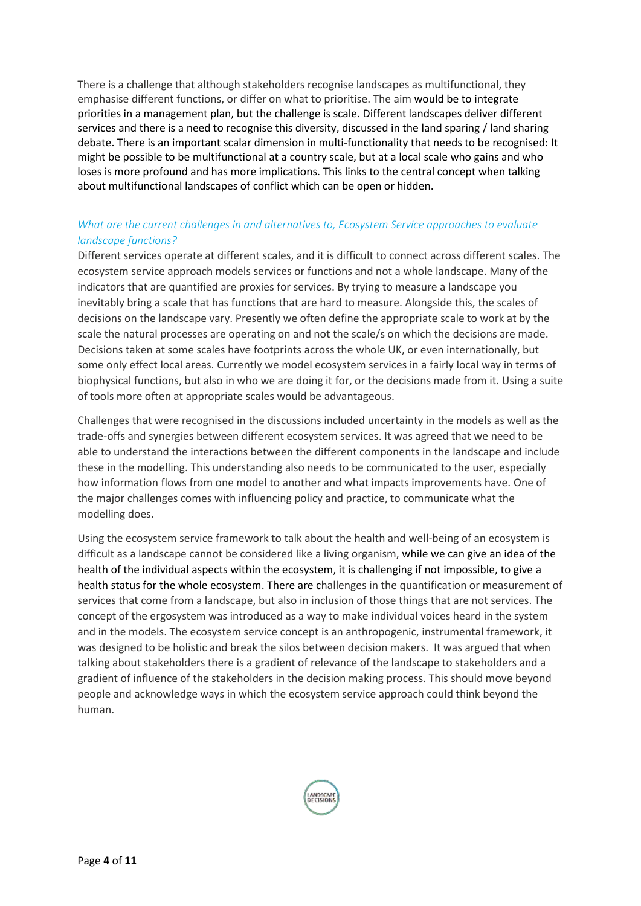There is a challenge that although stakeholders recognise landscapes as multifunctional, they emphasise different functions, or differ on what to prioritise. The aim would be to integrate priorities in a management plan, but the challenge is scale. Different landscapes deliver different services and there is a need to recognise this diversity, discussed in the land sparing / land sharing debate. There is an important scalar dimension in multi-functionality that needs to be recognised: It might be possible to be multifunctional at a country scale, but at a local scale who gains and who loses is more profound and has more implications. This links to the central concept when talking about multifunctional landscapes of conflict which can be open or hidden.

*What are the current challenges in and alternatives to, Ecosystem Service approaches to evaluate landscape functions?*

Different services operate at different scales, and it is difficult to connect across different scales. The ecosystem service approach models services or functions and not a whole landscape. Many of the indicators that are quantified are proxies for services. By trying to measure a landscape you inevitably bring a scale that has functions that are hard to measure. Alongside this, the scales of decisions on the landscape vary. Presently we often define the appropriate scale to work at by the scale the natural processes are operating on and not the scale/s on which the decisions are made. Decisions taken at some scales have footprints across the whole UK, or even internationally, but some only effect local areas. Currently we model ecosystem services in a fairly local way in terms of biophysical functions, but also in who we are doing it for, or the decisions made from it. Using a suite of tools more often at appropriate scales would be advantageous.

Challenges that were recognised in the discussions included uncertainty in the models as well as the trade-offs and synergies between different ecosystem services. It was agreed that we need to be able to understand the interactions between the different components in the landscape and include these in the modelling. This understanding also needs to be communicated to the user, especially how information flows from one model to another and what impacts improvements have. One of the major challenges comes with influencing policy and practice, to communicate what the modelling does.

Using the ecosystem service framework to talk about the health and well-being of an ecosystem is difficult as a landscape cannot be considered like a living organism, while we can give an idea of the health of the individual aspects within the ecosystem, it is challenging if not impossible, to give a health status for the whole ecosystem. There are challenges in the quantification or measurement of services that come from a landscape, but also in inclusion of those things that are not services. The concept of the ergosystem was introduced as a way to make individual voices heard in the system and in the models. The ecosystem service concept is an anthropogenic, instrumental framework, it was designed to be holistic and break the silos between decision makers. It was argued that when talking about stakeholders there is a gradient of relevance of the landscape to stakeholders and a gradient of influence of the stakeholders in the decision making process. This should move beyond people and acknowledge ways in which the ecosystem service approach could think beyond the human.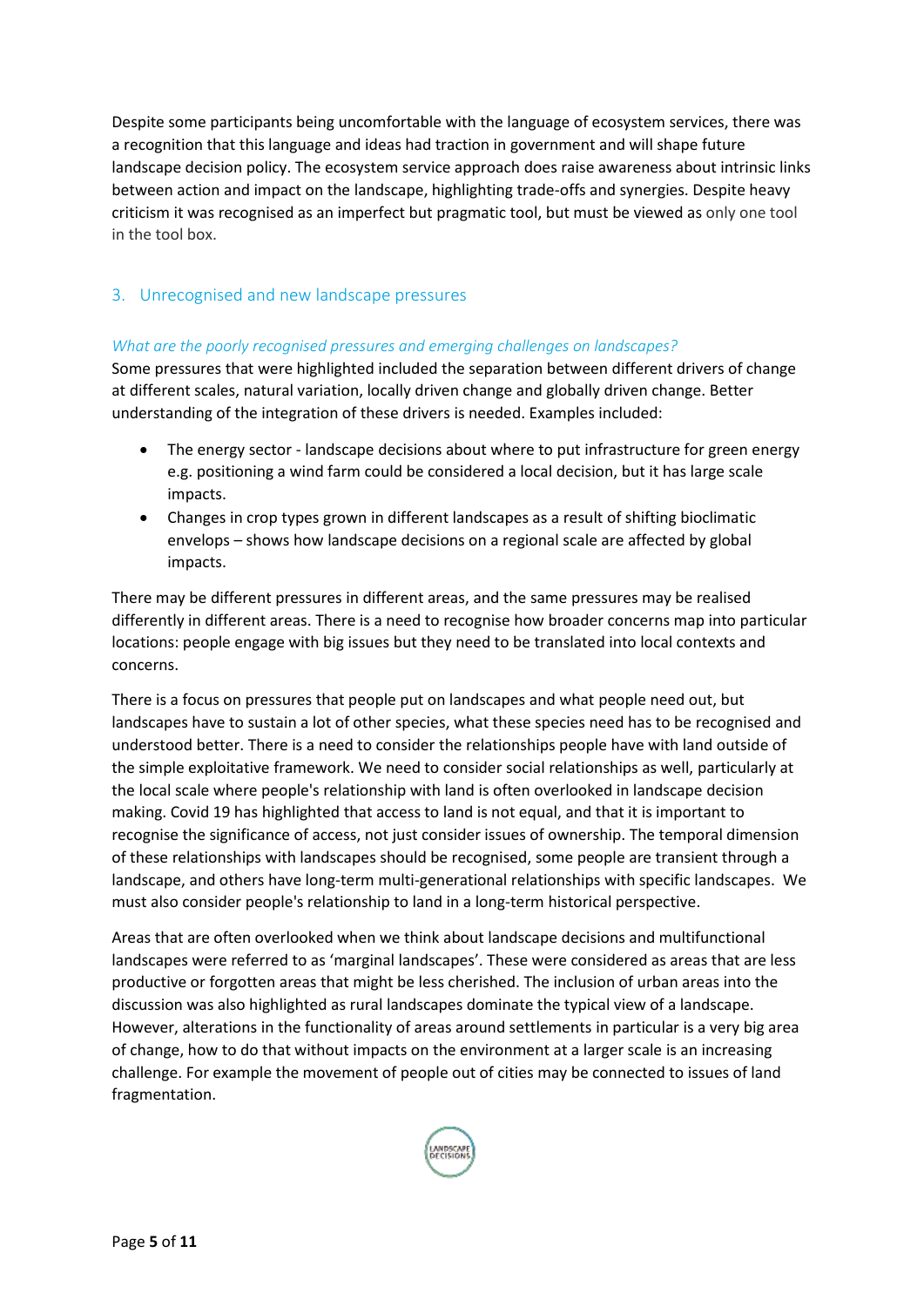Despite some participants being uncomfortable with the language of ecosystem services, there was a recognition that this language and ideas had traction in government and will shape future landscape decision policy. The ecosystem service approach does raise awareness about intrinsic links between action and impact on the landscape, highlighting trade-offs and synergies. Despite heavy criticism it was recognised as an imperfect but pragmatic tool, but must be viewed as only one tool in the tool box.

## 3. Unrecognised and new landscape pressures

*What are the poorly recognised pressures and emerging challenges on landscapes?*

Some pressures that were highlighted included the separation between different drivers of change at different scales, natural variation, locally driven change and globally driven change. Better understanding of the integration of these drivers is needed. Examples included:

- The energy sector - landscape decisions about where to put infrastructure for green energy e.g. positioning a wind farm could be considered a local decision, but it has large scale impacts.
- Changes in crop types grown in different landscapes as a result of shifting bioclimatic envelops – shows how landscape decisions on a regional scale are affected by global impacts.

There may be different pressures in different areas, and the same pressures may be realised differently in different areas. There is a need to recognise how broader concerns map into particular locations: people engage with big issues but they need to be translated into local contexts and concerns.

There is a focus on pressures that people put on landscapes and what people need out, but landscapes have to sustain a lot of other species, what these species need has to be recognised and understood better. There is a need to consider the relationships people have with land outside of the simple exploitative framework. We need to consider social relationships as well, particularly at the local scale where people's relationship with land is often overlooked in landscape decision making. Covid 19 has highlighted that access to land is not equal, and that it is important to recognise the significance of access, not just consider issues of ownership. The temporal dimension of these relationships with landscapes should be recognised, some people are transient through a landscape, and others have long-term multi-generational relationships with specific landscapes. We must also consider people's relationship to land in a long-term historical perspective.

Areas that are often overlooked when we think about landscape decisions and multifunctional landscapes were referred to as 'marginal landscapes'. These were considered as areas that are less productive or forgotten areas that might be less cherished. The inclusion of urban areas into the discussion was also highlighted as rural landscapes dominate the typical view of a landscape. However, alterations in the functionality of areas around settlements in particular is a very big area of change, how to do that without impacts on the environment at a larger scale is an increasing challenge. For example the movement of people out of cities may be connected to issues of land fragmentation.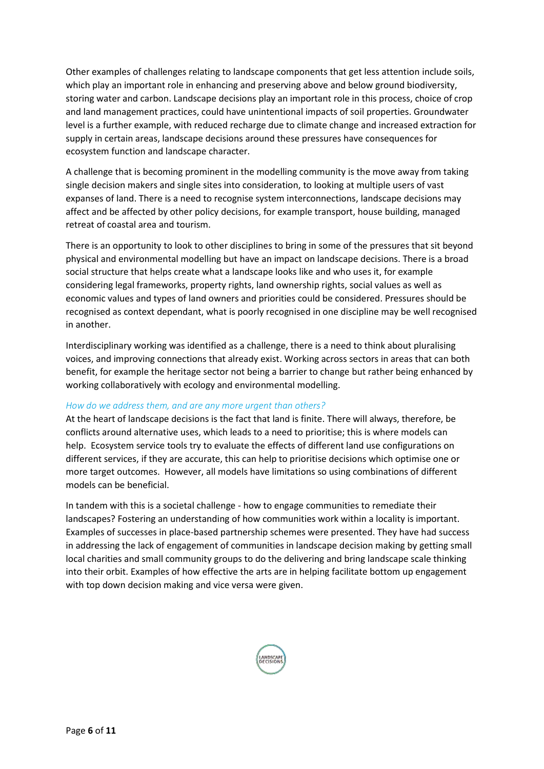Other examples of challenges relating to landscape components that get less attention include soils, which play an important role in enhancing and preserving above and below ground biodiversity, storing water and carbon. Landscape decisions play an important role in this process, choice of crop and land management practices, could have unintentional impacts of soil properties. Groundwater level is a further example, with reduced recharge due to climate change and increased extraction for supply in certain areas, landscape decisions around these pressures have consequences for ecosystem function and landscape character.

A challenge that is becoming prominent in the modelling community is the move away from taking single decision makers and single sites into consideration, to looking at multiple users of vast expanses of land. There is a need to recognise system interconnections, landscape decisions may affect and be affected by other policy decisions, for example transport, house building, managed retreat of coastal area and tourism.

There is an opportunity to look to other disciplines to bring in some of the pressures that sit beyond physical and environmental modelling but have an impact on landscape decisions. There is a broad social structure that helps create what a landscape looks like and who uses it, for example considering legal frameworks, property rights, land ownership rights, social values as well as economic values and types of land owners and priorities could be considered. Pressures should be recognised as context dependant, what is poorly recognised in one discipline may be well recognised in another.

Interdisciplinary working was identified as a challenge, there is a need to think about pluralising voices, and improving connections that already exist. Working across sectors in areas that can both benefit, for example the heritage sector not being a barrier to change but rather being enhanced by working collaboratively with ecology and environmental modelling.

*How do we address them, and are any more urgent than others?*

At the heart of landscape decisions is the fact that land is finite. There will always, therefore, be conflicts around alternative uses, which leads to a need to prioritise; this is where models can help. Ecosystem service tools try to evaluate the effects of different land use configurations on different services, if they are accurate, this can help to prioritise decisions which optimise one or more target outcomes. However, all models have limitations so using combinations of different models can be beneficial.

In tandem with this is a societal challenge - how to engage communities to remediate their landscapes? Fostering an understanding of how communities work within a locality is important. Examples of successes in place-based partnership schemes were presented. They have had success in addressing the lack of engagement of communities in landscape decision making by getting small local charities and small community groups to do the delivering and bring landscape scale thinking into their orbit. Examples of how effective the arts are in helping facilitate bottom up engagement with top down decision making and vice versa were given.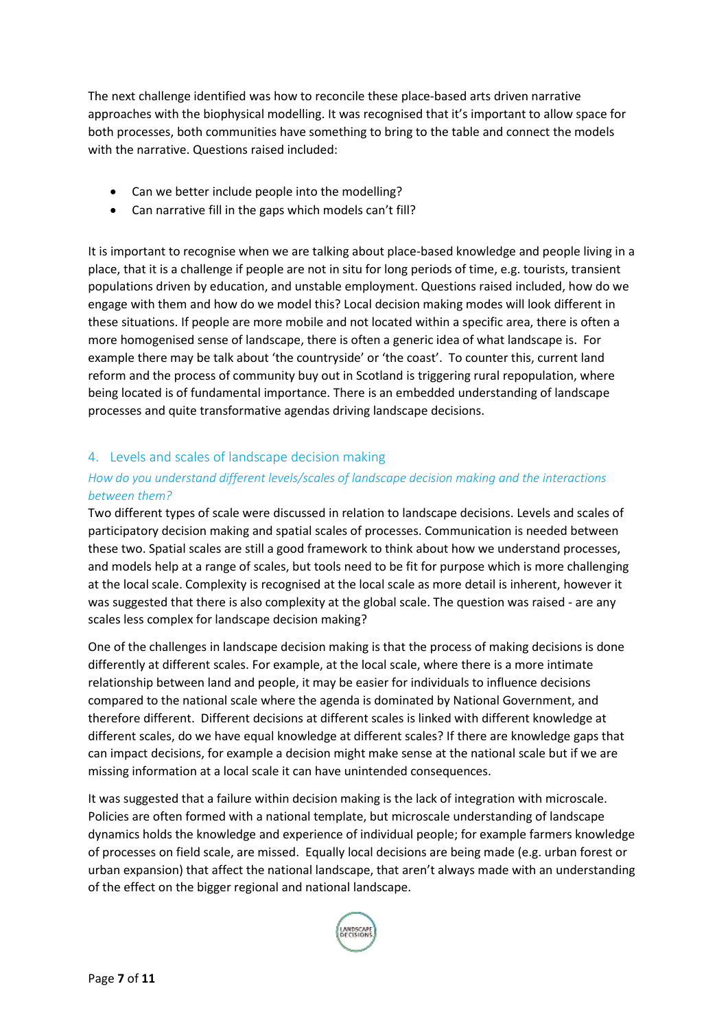The next challenge identified was how to reconcile these place-based arts driven narrative approaches with the biophysical modelling. It was recognised that it's important to allow space for both processes, both communities have something to bring to the table and connect the models with the narrative. Questions raised included:

- Can we better include people into the modelling?
- Can narrative fill in the gaps which models can't fill?

It is important to recognise when we are talking about place-based knowledge and people living in a place, that it is a challenge if people are not in situ for long periods of time, e.g. tourists, transient populations driven by education, and unstable employment. Questions raised included, how do we engage with them and how do we model this? Local decision making modes will look different in these situations. If people are more mobile and not located within a specific area, there is often a more homogenised sense of landscape, there is often a generic idea of what landscape is. For example there may be talk about 'the countryside' or 'the coast'. To counter this, current land reform and the process of community buy out in Scotland is triggering rural repopulation, where being located is of fundamental importance. There is an embedded understanding of landscape processes and quite transformative agendas driving landscape decisions.

## 4. Levels and scales of landscape decision making

*How do you understand different levels/scales of landscape decision making and the interactions between them?*

Two different types of scale were discussed in relation to landscape decisions. Levels and scales of participatory decision making and spatial scales of processes. Communication is needed between these two. Spatial scales are still a good framework to think about how we understand processes, and models help at a range of scales, but tools need to be fit for purpose which is more challenging at the local scale. Complexity is recognised at the local scale as more detail is inherent, however it was suggested that there is also complexity at the global scale. The question was raised - are any scales less complex for landscape decision making?

One of the challenges in landscape decision making is that the process of making decisions is done differently at different scales. For example, at the local scale, where there is a more intimate relationship between land and people, it may be easier for individuals to influence decisions compared to the national scale where the agenda is dominated by National Government, and therefore different. Different decisions at different scales is linked with different knowledge at different scales, do we have equal knowledge at different scales? If there are knowledge gaps that can impact decisions, for example a decision might make sense at the national scale but if we are missing information at a local scale it can have unintended consequences.

It was suggested that a failure within decision making is the lack of integration with microscale. Policies are often formed with a national template, but microscale understanding of landscape dynamics holds the knowledge and experience of individual people; for example farmers knowledge of processes on field scale, are missed. Equally local decisions are being made (e.g. urban forest or urban expansion) that affect the national landscape, that aren't always made with an understanding of the effect on the bigger regional and national landscape.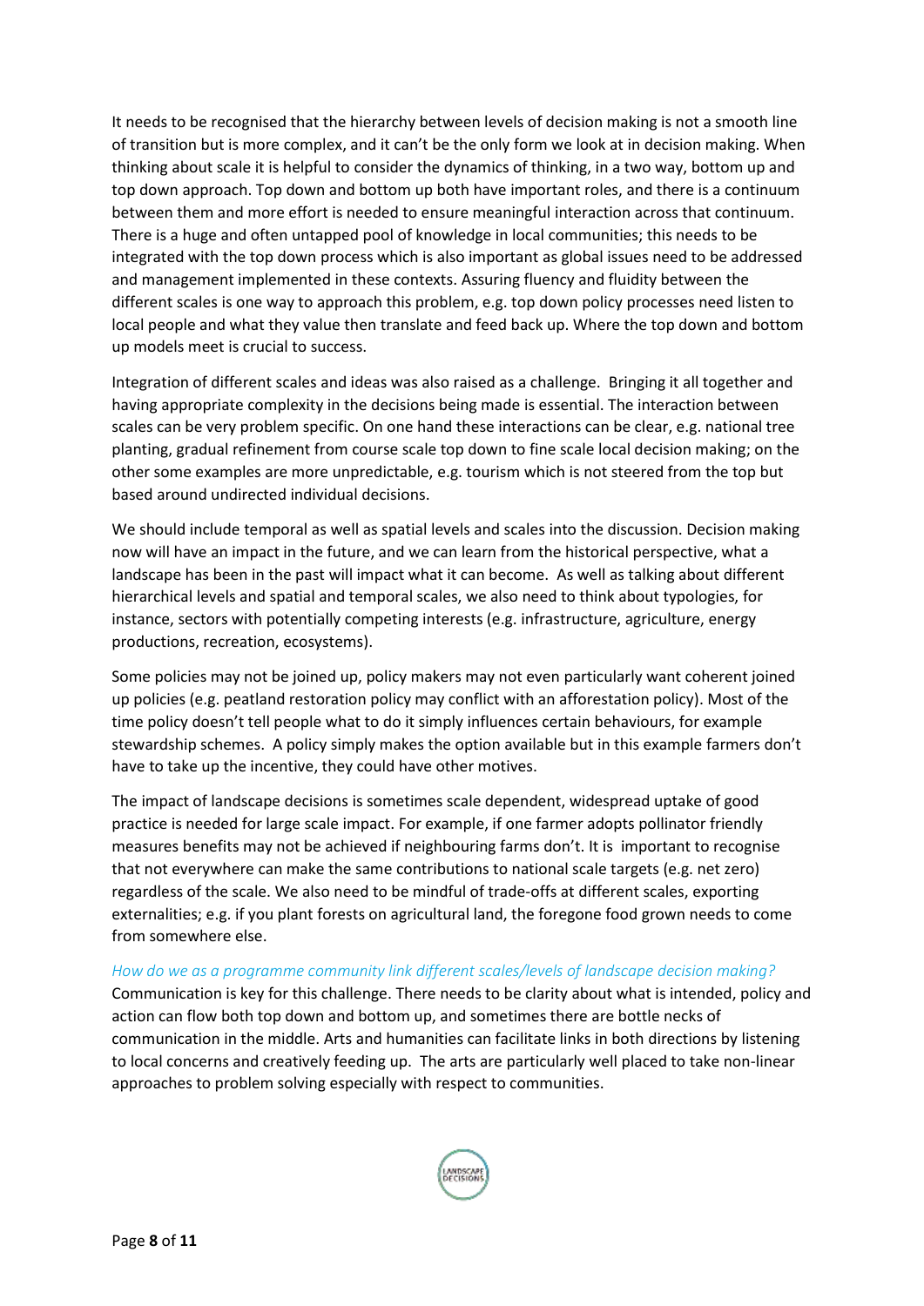It needs to be recognised that the hierarchy between levels of decision making is not a smooth line of transition but is more complex, and it can't be the only form we look at in decision making. When thinking about scale it is helpful to consider the dynamics of thinking, in a two way, bottom up and top down approach. Top down and bottom up both have important roles, and there is a continuum between them and more effort is needed to ensure meaningful interaction across that continuum. There is a huge and often untapped pool of knowledge in local communities; this needs to be integrated with the top down process which is also important as global issues need to be addressed and management implemented in these contexts. Assuring fluency and fluidity between the different scales is one way to approach this problem, e.g. top down policy processes need listen to local people and what they value then translate and feed back up. Where the top down and bottom up models meet is crucial to success.

Integration of different scales and ideas was also raised as a challenge. Bringing it all together and having appropriate complexity in the decisions being made is essential. The interaction between scales can be very problem specific. On one hand these interactions can be clear, e.g. national tree planting, gradual refinement from course scale top down to fine scale local decision making; on the other some examples are more unpredictable, e.g. tourism which is not steered from the top but based around undirected individual decisions.

We should include temporal as well as spatial levels and scales into the discussion. Decision making now will have an impact in the future, and we can learn from the historical perspective, what a landscape has been in the past will impact what it can become. As well as talking about different hierarchical levels and spatial and temporal scales, we also need to think about typologies, for instance, sectors with potentially competing interests (e.g. infrastructure, agriculture, energy productions, recreation, ecosystems).

Some policies may not be joined up, policy makers may not even particularly want coherent joined up policies (e.g. peatland restoration policy may conflict with an afforestation policy). Most of the time policy doesn't tell people what to do it simply influences certain behaviours, for example stewardship schemes. A policy simply makes the option available but in this example farmers don't have to take up the incentive, they could have other motives.

The impact of landscape decisions is sometimes scale dependent, widespread uptake of good practice is needed for large scale impact. For example, if one farmer adopts pollinator friendly measures benefits may not be achieved if neighbouring farms don't. It is important to recognise that not everywhere can make the same contributions to national scale targets (e.g. net zero) regardless of the scale. We also need to be mindful of trade-offs at different scales, exporting externalities; e.g. if you plant forests on agricultural land, the foregone food grown needs to come from somewhere else.

*How do we as a programme community link different scales/levels of landscape decision making?*

Communication is key for this challenge. There needs to be clarity about what is intended, policy and action can flow both top down and bottom up, and sometimes there are bottle necks of communication in the middle. Arts and humanities can facilitate links in both directions by listening to local concerns and creatively feeding up. The arts are particularly well placed to take non-linear approaches to problem solving especially with respect to communities.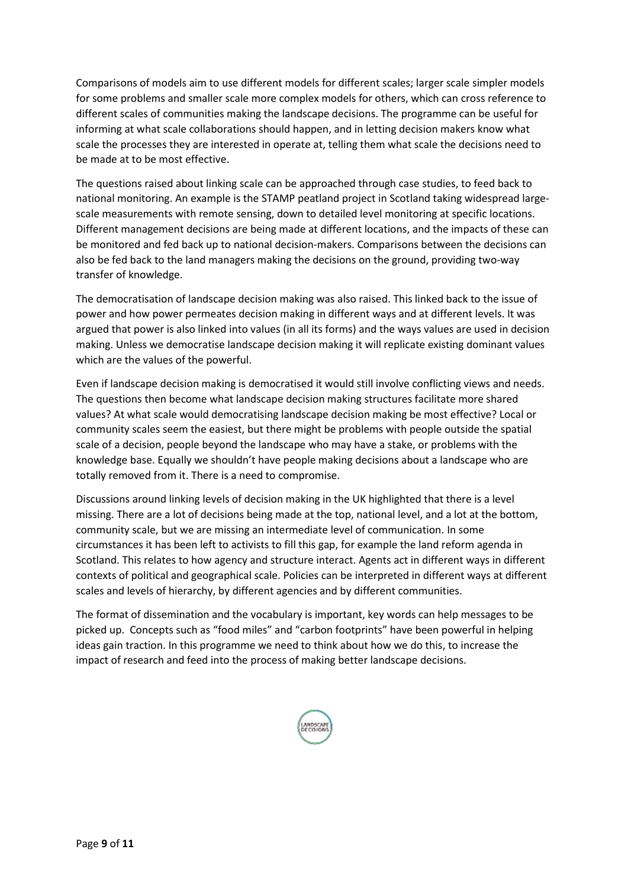Comparisons of models aim to use different models for different scales; larger scale simpler models for some problems and smaller scale more complex models for others, which can cross reference to different scales of communities making the landscape decisions. The programme can be useful for informing at what scale collaborations should happen, and in letting decision makers know what scale the processes they are interested in operate at, telling them what scale the decisions need to be made at to be most effective.

The questions raised about linking scale can be approached through case studies, to feed back to national monitoring. An example is the STAMP peatland project in Scotland taking widespread large-scale measurements with remote sensing, down to detailed level monitoring at specific locations. Different management decisions are being made at different locations, and the impacts of these can be monitored and fed back up to national decision-makers. Comparisons between the decisions can also be fed back to the land managers making the decisions on the ground, providing two-way transfer of knowledge.

The democratisation of landscape decision making was also raised. This linked back to the issue of power and how power permeates decision making in different ways and at different levels. It was argued that power is also linked into values (in all its forms) and the ways values are used in decision making. Unless we democratise landscape decision making it will replicate existing dominant values which are the values of the powerful.

Even if landscape decision making is democratised it would still involve conflicting views and needs. The questions then become what landscape decision making structures facilitate more shared values? At what scale would democratising landscape decision making be most effective? Local or community scales seem the easiest, but there might be problems with people outside the spatial scale of a decision, people beyond the landscape who may have a stake, or problems with the knowledge base. Equally we shouldn't have people making decisions about a landscape who are totally removed from it. There is a need to compromise.

Discussions around linking levels of decision making in the UK highlighted that there is a level missing. There are a lot of decisions being made at the top, national level, and a lot at the bottom, community scale, but we are missing an intermediate level of communication. In some circumstances it has been left to activists to fill this gap, for example the land reform agenda in Scotland. This relates to how agency and structure interact. Agents act in different ways in different contexts of political and geographical scale. Policies can be interpreted in different ways at different scales and levels of hierarchy, by different agencies and by different communities.

The format of dissemination and the vocabulary is important, key words can help messages to be picked up. Concepts such as "food miles" and "carbon footprints" have been powerful in helping ideas gain traction. In this programme we need to think about how we do this, to increase the impact of research and feed into the process of making better landscape decisions.